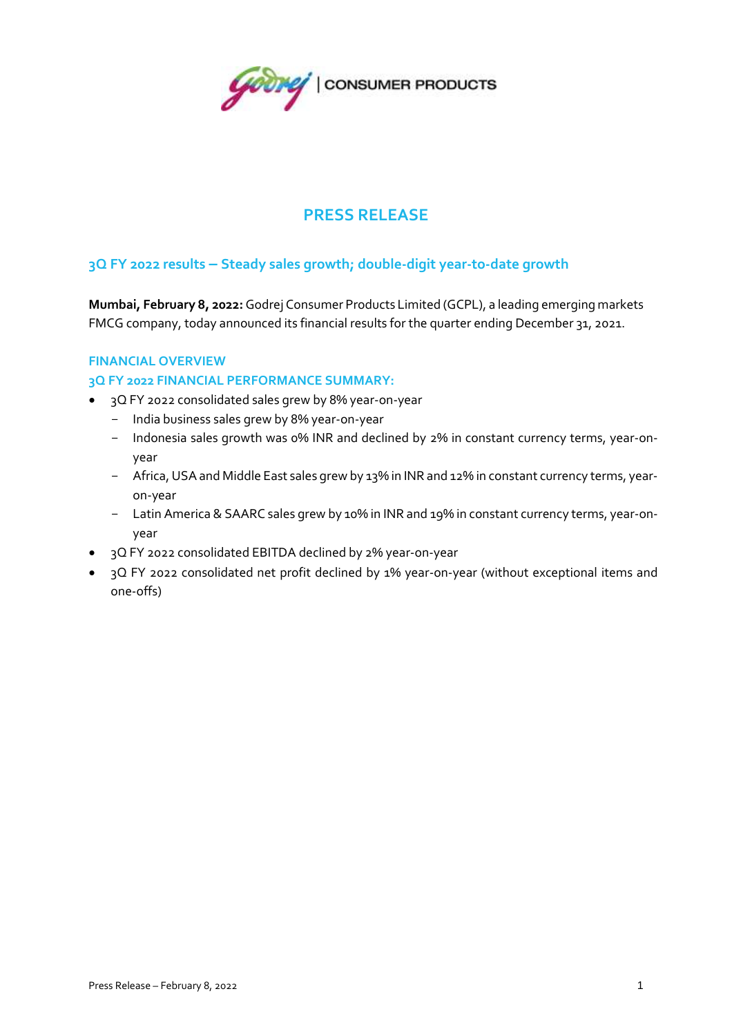# PRESS RELEASE

## 3Q FY 2022 results – Steady sales growth; double-digit year-to-date growth

**Mumbai, February 8, 2022:** Godrej Consumer Products Limited (GCPL), a leading emerging markets FMCG company, today announced its financial results for the quarter ending December 31, 2021.

### FINANCIAL OVERVIEW

### 3Q FY 2022 FINANCIAL PERFORMANCE SUMMARY:

- 3Q FY 2022 consolidated sales grew by 8% year-on-year
  - India business sales grew by 8% year-on-year
  - Indonesia sales growth was 0% INR and declined by 2% in constant currency terms, year-on-year
  - Africa, USA and Middle East sales grew by 13% in INR and 12% in constant currency terms, year-on-year
  - Latin America & SAARC sales grew by 10% in INR and 19% in constant currency terms, year-on-year
- 3Q FY 2022 consolidated EBITDA declined by 2% year-on-year
- 3Q FY 2022 consolidated net profit declined by 1% year-on-year (without exceptional items and one-offs)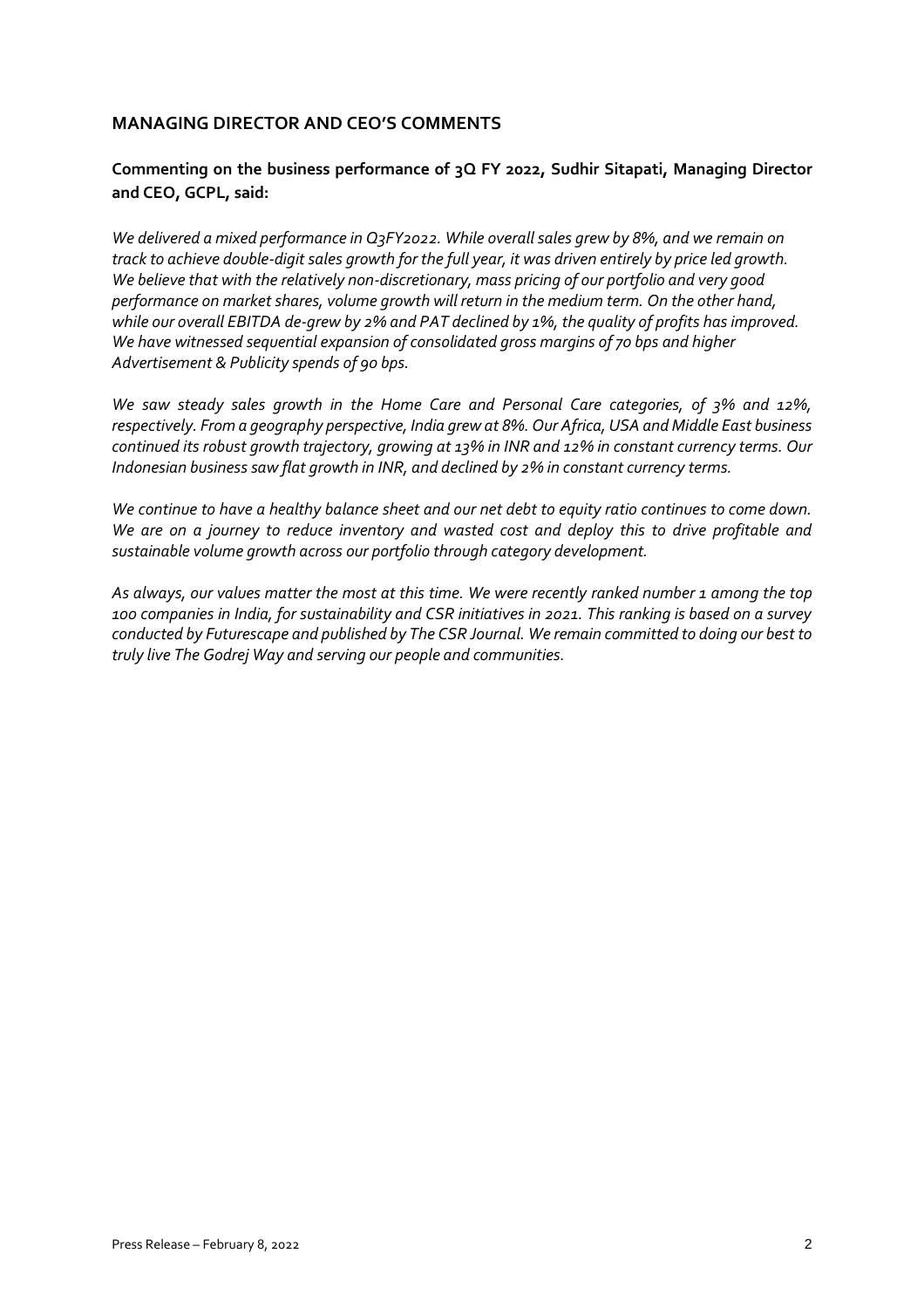## MANAGING DIRECTOR AND CEO'S COMMENTS

**Commenting on the business performance of 3Q FY 2022, Sudhir Sitapati, Managing Director and CEO, GCPL, said:**

*We delivered a mixed performance in Q3FY2022. While overall sales grew by 8%, and we remain on track to achieve double-digit sales growth for the full year, it was driven entirely by price led growth. We believe that with the relatively non-discretionary, mass pricing of our portfolio and very good performance on market shares, volume growth will return in the medium term. On the other hand, while our overall EBITDA de-grew by 2% and PAT declined by 1%, the quality of profits has improved. We have witnessed sequential expansion of consolidated gross margins of 70 bps and higher Advertisement & Publicity spends of 90 bps.*

*We saw steady sales growth in the Home Care and Personal Care categories, of 3% and 12%, respectively. From a geography perspective, India grew at 8%. Our Africa, USA and Middle East business continued its robust growth trajectory, growing at 13% in INR and 12% in constant currency terms. Our Indonesian business saw flat growth in INR, and declined by 2% in constant currency terms.*

*We continue to have a healthy balance sheet and our net debt to equity ratio continues to come down. We are on a journey to reduce inventory and wasted cost and deploy this to drive profitable and sustainable volume growth across our portfolio through category development.*

*As always, our values matter the most at this time. We were recently ranked number 1 among the top 100 companies in India, for sustainability and CSR initiatives in 2021. This ranking is based on a survey conducted by Futurescape and published by The CSR Journal. We remain committed to doing our best to truly live The Godrej Way and serving our people and communities.*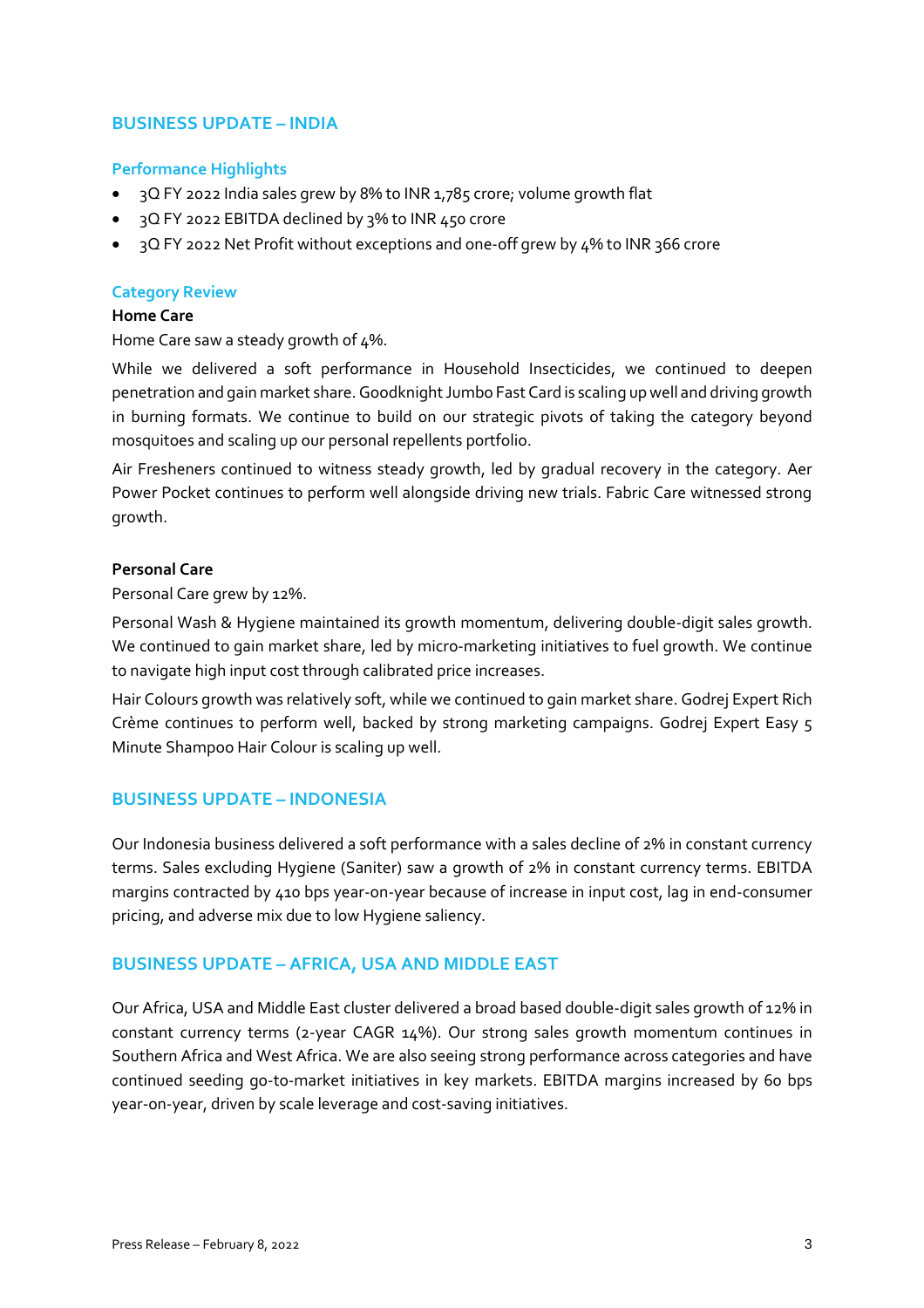## BUSINESS UPDATE – INDIA

### Performance Highlights

- 3Q FY 2022 India sales grew by 8% to INR 1,785 crore; volume growth flat
- 3Q FY 2022 EBITDA declined by 3% to INR 450 crore
- 3Q FY 2022 Net Profit without exceptions and one-off grew by 4% to INR 366 crore

### Category Review

**Home Care**

Home Care saw a steady growth of 4%.

While we delivered a soft performance in Household Insecticides, we continued to deepen penetration and gain market share. Goodknight Jumbo Fast Card is scaling up well and driving growth in burning formats. We continue to build on our strategic pivots of taking the category beyond mosquitoes and scaling up our personal repellents portfolio.

Air Fresheners continued to witness steady growth, led by gradual recovery in the category. Aer Power Pocket continues to perform well alongside driving new trials. Fabric Care witnessed strong growth.

**Personal Care**

Personal Care grew by 12%.

Personal Wash & Hygiene maintained its growth momentum, delivering double-digit sales growth. We continued to gain market share, led by micro-marketing initiatives to fuel growth. We continue to navigate high input cost through calibrated price increases.

Hair Colours growth was relatively soft, while we continued to gain market share. Godrej Expert Rich Crème continues to perform well, backed by strong marketing campaigns. Godrej Expert Easy 5 Minute Shampoo Hair Colour is scaling up well.

## BUSINESS UPDATE – INDONESIA

Our Indonesia business delivered a soft performance with a sales decline of 2% in constant currency terms. Sales excluding Hygiene (Saniter) saw a growth of 2% in constant currency terms. EBITDA margins contracted by 410 bps year-on-year because of increase in input cost, lag in end-consumer pricing, and adverse mix due to low Hygiene saliency.

## BUSINESS UPDATE – AFRICA, USA AND MIDDLE EAST

Our Africa, USA and Middle East cluster delivered a broad based double-digit sales growth of 12% in constant currency terms (2-year CAGR 14%). Our strong sales growth momentum continues in Southern Africa and West Africa. We are also seeing strong performance across categories and have continued seeding go-to-market initiatives in key markets. EBITDA margins increased by 60 bps year-on-year, driven by scale leverage and cost-saving initiatives.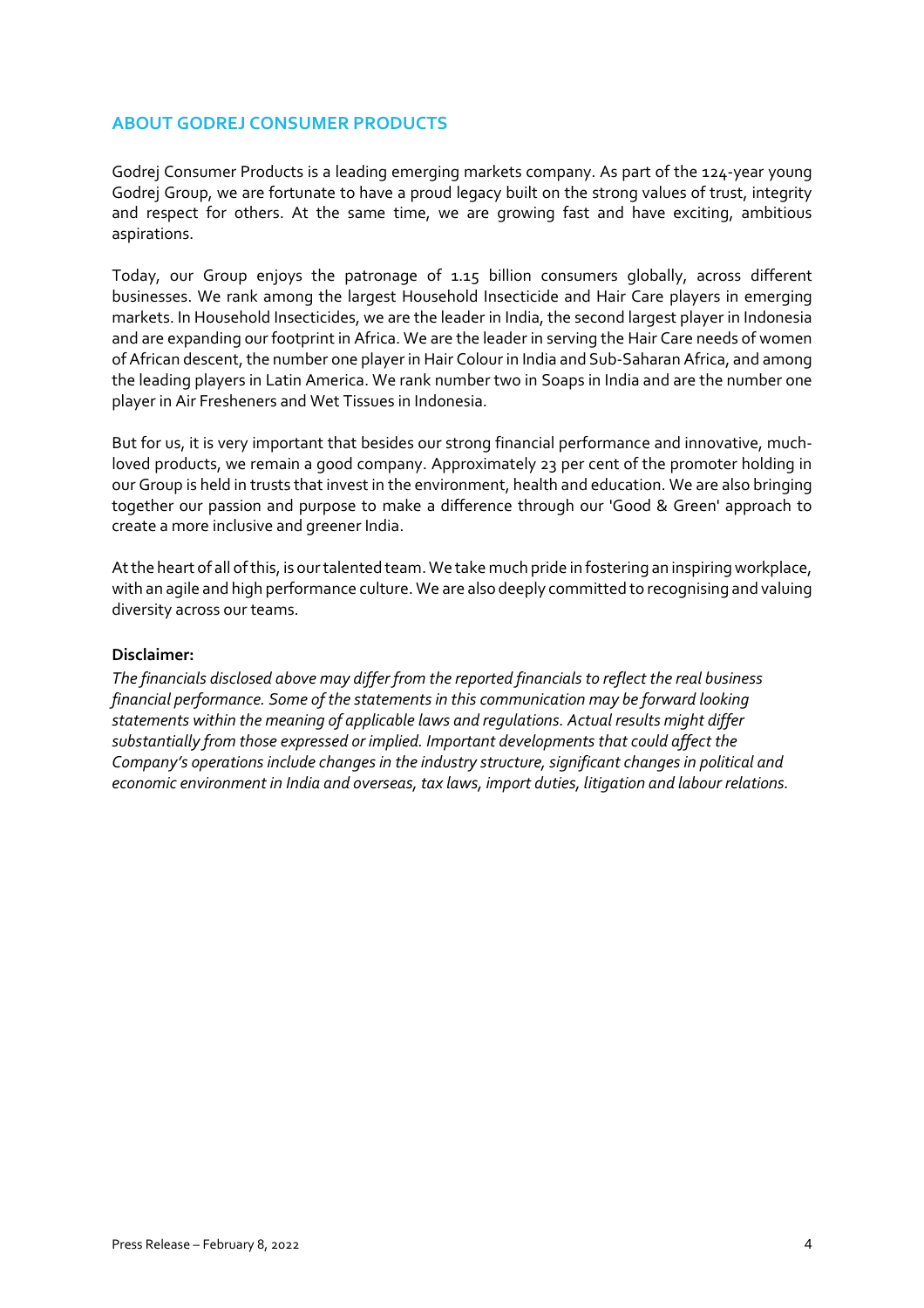## ABOUT GODREJ CONSUMER PRODUCTS

Godrej Consumer Products is a leading emerging markets company. As part of the 124-year young Godrej Group, we are fortunate to have a proud legacy built on the strong values of trust, integrity and respect for others. At the same time, we are growing fast and have exciting, ambitious aspirations.

Today, our Group enjoys the patronage of 1.15 billion consumers globally, across different businesses. We rank among the largest Household Insecticide and Hair Care players in emerging markets. In Household Insecticides, we are the leader in India, the second largest player in Indonesia and are expanding our footprint in Africa. We are the leader in serving the Hair Care needs of women of African descent, the number one player in Hair Colour in India and Sub-Saharan Africa, and among the leading players in Latin America. We rank number two in Soaps in India and are the number one player in Air Fresheners and Wet Tissues in Indonesia.

But for us, it is very important that besides our strong financial performance and innovative, much-loved products, we remain a good company. Approximately 23 per cent of the promoter holding in our Group is held in trusts that invest in the environment, health and education. We are also bringing together our passion and purpose to make a difference through our 'Good & Green' approach to create a more inclusive and greener India.

At the heart of all of this, is our talented team. We take much pride in fostering an inspiring workplace, with an agile and high performance culture. We are also deeply committed to recognising and valuing diversity across our teams.

**Disclaimer:**

*The financials disclosed above may differ from the reported financials to reflect the real business financial performance. Some of the statements in this communication may be forward looking statements within the meaning of applicable laws and regulations. Actual results might differ substantially from those expressed or implied. Important developments that could affect the Company's operations include changes in the industry structure, significant changes in political and economic environment in India and overseas, tax laws, import duties, litigation and labour relations.*